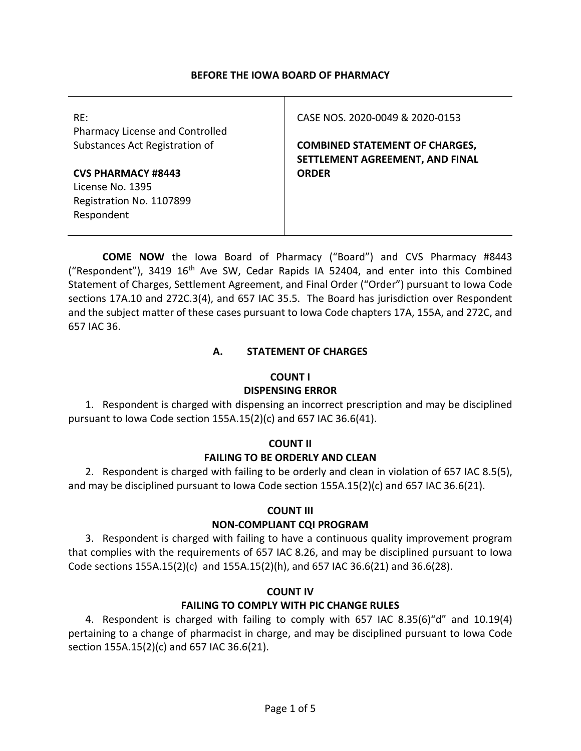**BEFORE THE IOWA BOARD OF PHARMACY**

| RE:<br>Pharmacy License and Controlled Substances Act Registration of<br><br>**CVS PHARMACY #8443**<br>License No. 1395<br>Registration No. 1107899<br>Respondent | CASE NOS. 2020-0049 & 2020-0153<br><br>**COMBINED STATEMENT OF CHARGES, SETTLEMENT AGREEMENT, AND FINAL ORDER** |
|---|---|

**COME NOW** the Iowa Board of Pharmacy ("Board") and CVS Pharmacy #8443 ("Respondent"), 3419 16th Ave SW, Cedar Rapids IA 52404, and enter into this Combined Statement of Charges, Settlement Agreement, and Final Order ("Order") pursuant to Iowa Code sections 17A.10 and 272C.3(4), and 657 IAC 35.5. The Board has jurisdiction over Respondent and the subject matter of these cases pursuant to Iowa Code chapters 17A, 155A, and 272C, and 657 IAC 36.

## A. STATEMENT OF CHARGES

### COUNT I
### DISPENSING ERROR

1. Respondent is charged with dispensing an incorrect prescription and may be disciplined pursuant to Iowa Code section 155A.15(2)(c) and 657 IAC 36.6(41).

### COUNT II
### FAILING TO BE ORDERLY AND CLEAN

2. Respondent is charged with failing to be orderly and clean in violation of 657 IAC 8.5(5), and may be disciplined pursuant to Iowa Code section 155A.15(2)(c) and 657 IAC 36.6(21).

### COUNT III
### NON-COMPLIANT CQI PROGRAM

3. Respondent is charged with failing to have a continuous quality improvement program that complies with the requirements of 657 IAC 8.26, and may be disciplined pursuant to Iowa Code sections 155A.15(2)(c) and 155A.15(2)(h), and 657 IAC 36.6(21) and 36.6(28).

### COUNT IV
### FAILING TO COMPLY WITH PIC CHANGE RULES

4. Respondent is charged with failing to comply with 657 IAC 8.35(6)"d" and 10.19(4) pertaining to a change of pharmacist in charge, and may be disciplined pursuant to Iowa Code section 155A.15(2)(c) and 657 IAC 36.6(21).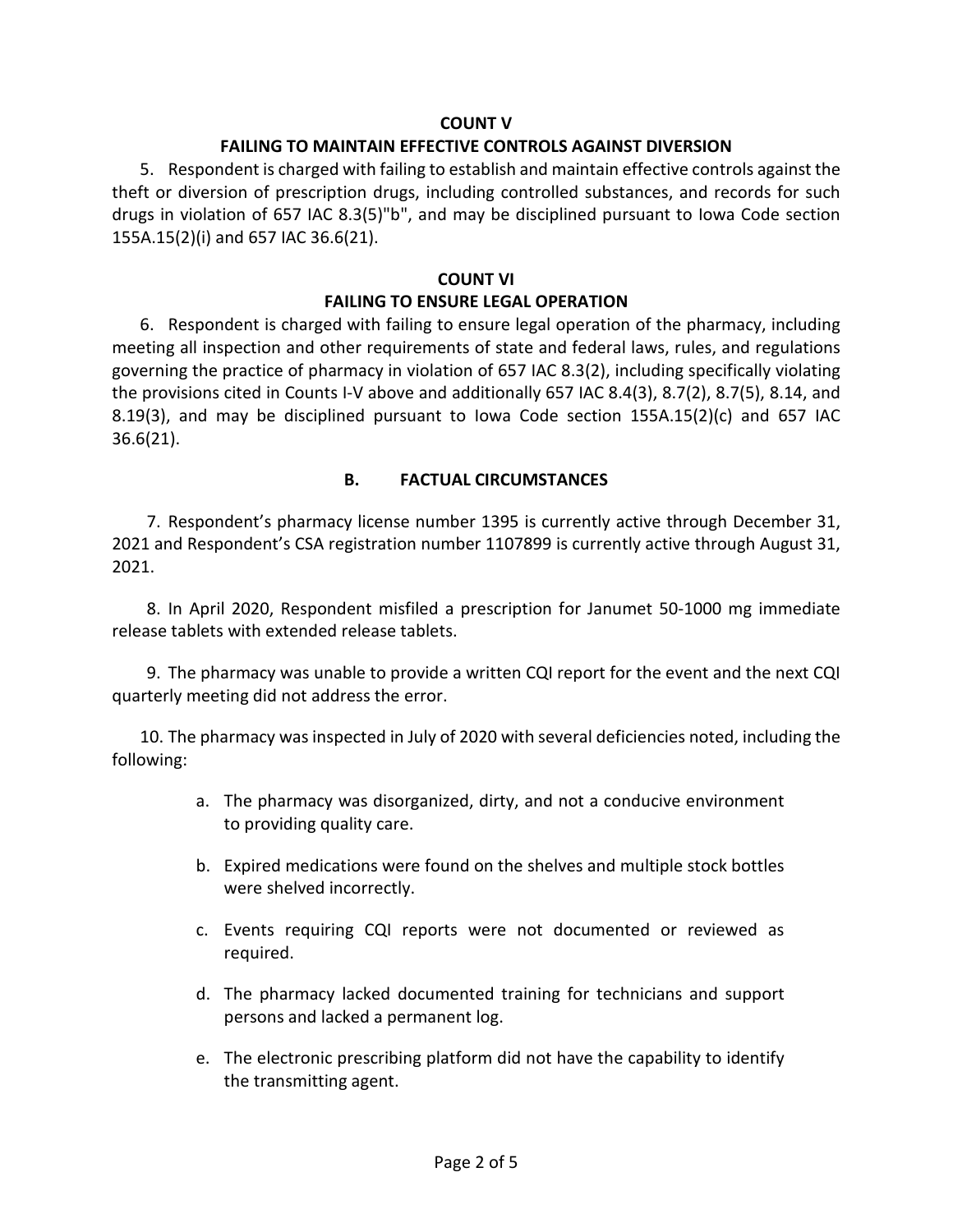**COUNT V**

**FAILING TO MAINTAIN EFFECTIVE CONTROLS AGAINST DIVERSION**

5. Respondent is charged with failing to establish and maintain effective controls against the theft or diversion of prescription drugs, including controlled substances, and records for such drugs in violation of 657 IAC 8.3(5)"b", and may be disciplined pursuant to Iowa Code section 155A.15(2)(i) and 657 IAC 36.6(21).

**COUNT VI**

**FAILING TO ENSURE LEGAL OPERATION**

6. Respondent is charged with failing to ensure legal operation of the pharmacy, including meeting all inspection and other requirements of state and federal laws, rules, and regulations governing the practice of pharmacy in violation of 657 IAC 8.3(2), including specifically violating the provisions cited in Counts I-V above and additionally 657 IAC 8.4(3), 8.7(2), 8.7(5), 8.14, and 8.19(3), and may be disciplined pursuant to Iowa Code section 155A.15(2)(c) and 657 IAC 36.6(21).

**B. FACTUAL CIRCUMSTANCES**

7. Respondent's pharmacy license number 1395 is currently active through December 31, 2021 and Respondent's CSA registration number 1107899 is currently active through August 31, 2021.

8. In April 2020, Respondent misfiled a prescription for Janumet 50-1000 mg immediate release tablets with extended release tablets.

9. The pharmacy was unable to provide a written CQI report for the event and the next CQI quarterly meeting did not address the error.

10. The pharmacy was inspected in July of 2020 with several deficiencies noted, including the following:

a. The pharmacy was disorganized, dirty, and not a conducive environment to providing quality care.

b. Expired medications were found on the shelves and multiple stock bottles were shelved incorrectly.

c. Events requiring CQI reports were not documented or reviewed as required.

d. The pharmacy lacked documented training for technicians and support persons and lacked a permanent log.

e. The electronic prescribing platform did not have the capability to identify the transmitting agent.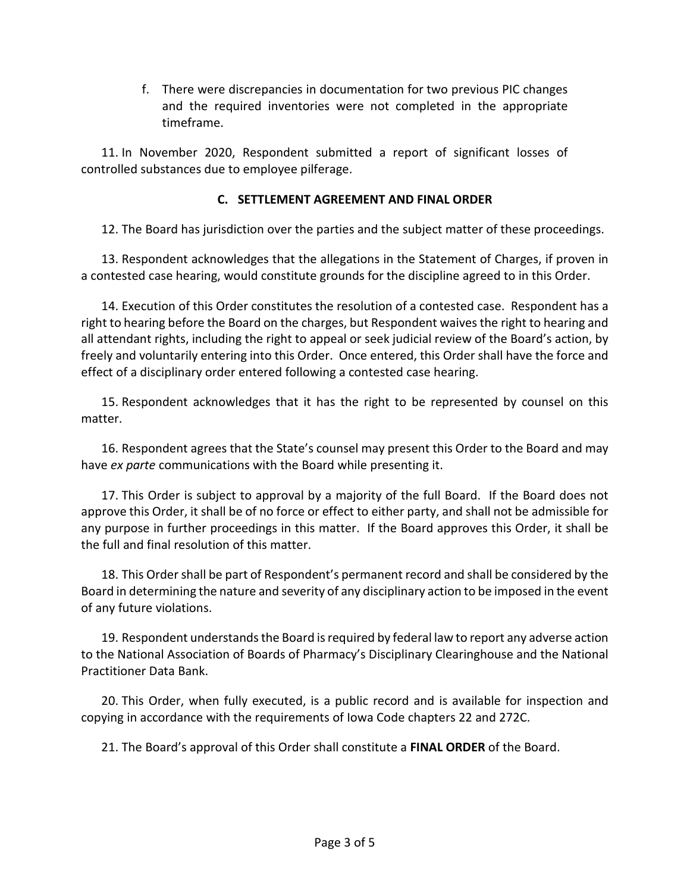f. There were discrepancies in documentation for two previous PIC changes and the required inventories were not completed in the appropriate timeframe.

11. In November 2020, Respondent submitted a report of significant losses of controlled substances due to employee pilferage.

## C. SETTLEMENT AGREEMENT AND FINAL ORDER

12. The Board has jurisdiction over the parties and the subject matter of these proceedings.

13. Respondent acknowledges that the allegations in the Statement of Charges, if proven in a contested case hearing, would constitute grounds for the discipline agreed to in this Order.

14. Execution of this Order constitutes the resolution of a contested case. Respondent has a right to hearing before the Board on the charges, but Respondent waives the right to hearing and all attendant rights, including the right to appeal or seek judicial review of the Board's action, by freely and voluntarily entering into this Order. Once entered, this Order shall have the force and effect of a disciplinary order entered following a contested case hearing.

15. Respondent acknowledges that it has the right to be represented by counsel on this matter.

16. Respondent agrees that the State's counsel may present this Order to the Board and may have *ex parte* communications with the Board while presenting it.

17. This Order is subject to approval by a majority of the full Board. If the Board does not approve this Order, it shall be of no force or effect to either party, and shall not be admissible for any purpose in further proceedings in this matter. If the Board approves this Order, it shall be the full and final resolution of this matter.

18. This Order shall be part of Respondent's permanent record and shall be considered by the Board in determining the nature and severity of any disciplinary action to be imposed in the event of any future violations.

19. Respondent understands the Board is required by federal law to report any adverse action to the National Association of Boards of Pharmacy's Disciplinary Clearinghouse and the National Practitioner Data Bank.

20. This Order, when fully executed, is a public record and is available for inspection and copying in accordance with the requirements of Iowa Code chapters 22 and 272C.

21. The Board's approval of this Order shall constitute a **FINAL ORDER** of the Board.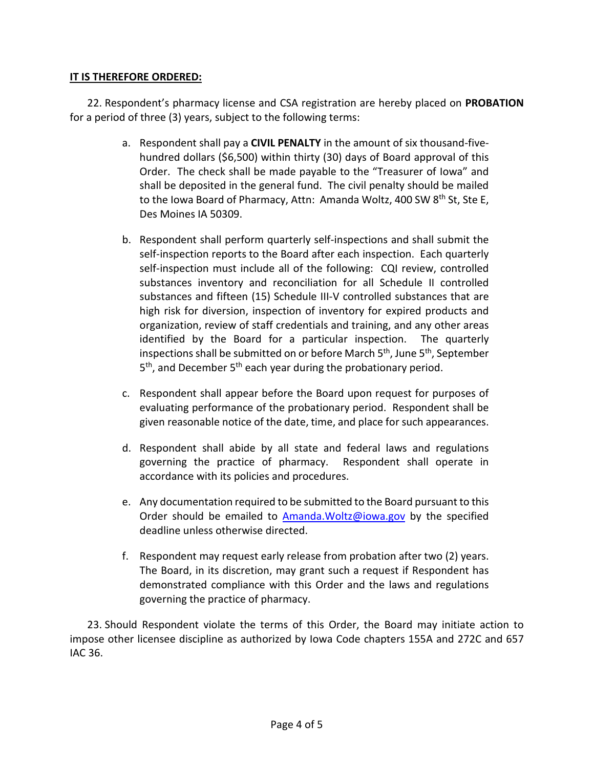**IT IS THEREFORE ORDERED:**

22. Respondent's pharmacy license and CSA registration are hereby placed on **PROBATION** for a period of three (3) years, subject to the following terms:

a. Respondent shall pay a **CIVIL PENALTY** in the amount of six thousand-five-hundred dollars ($6,500) within thirty (30) days of Board approval of this Order. The check shall be made payable to the "Treasurer of Iowa" and shall be deposited in the general fund. The civil penalty should be mailed to the Iowa Board of Pharmacy, Attn: Amanda Woltz, 400 SW 8th St, Ste E, Des Moines IA 50309.

b. Respondent shall perform quarterly self-inspections and shall submit the self-inspection reports to the Board after each inspection. Each quarterly self-inspection must include all of the following: CQI review, controlled substances inventory and reconciliation for all Schedule II controlled substances and fifteen (15) Schedule III-V controlled substances that are high risk for diversion, inspection of inventory for expired products and organization, review of staff credentials and training, and any other areas identified by the Board for a particular inspection. The quarterly inspections shall be submitted on or before March 5th, June 5th, September 5th, and December 5th each year during the probationary period.

c. Respondent shall appear before the Board upon request for purposes of evaluating performance of the probationary period. Respondent shall be given reasonable notice of the date, time, and place for such appearances.

d. Respondent shall abide by all state and federal laws and regulations governing the practice of pharmacy. Respondent shall operate in accordance with its policies and procedures.

e. Any documentation required to be submitted to the Board pursuant to this Order should be emailed to Amanda.Woltz@iowa.gov by the specified deadline unless otherwise directed.

f. Respondent may request early release from probation after two (2) years. The Board, in its discretion, may grant such a request if Respondent has demonstrated compliance with this Order and the laws and regulations governing the practice of pharmacy.

23. Should Respondent violate the terms of this Order, the Board may initiate action to impose other licensee discipline as authorized by Iowa Code chapters 155A and 272C and 657 IAC 36.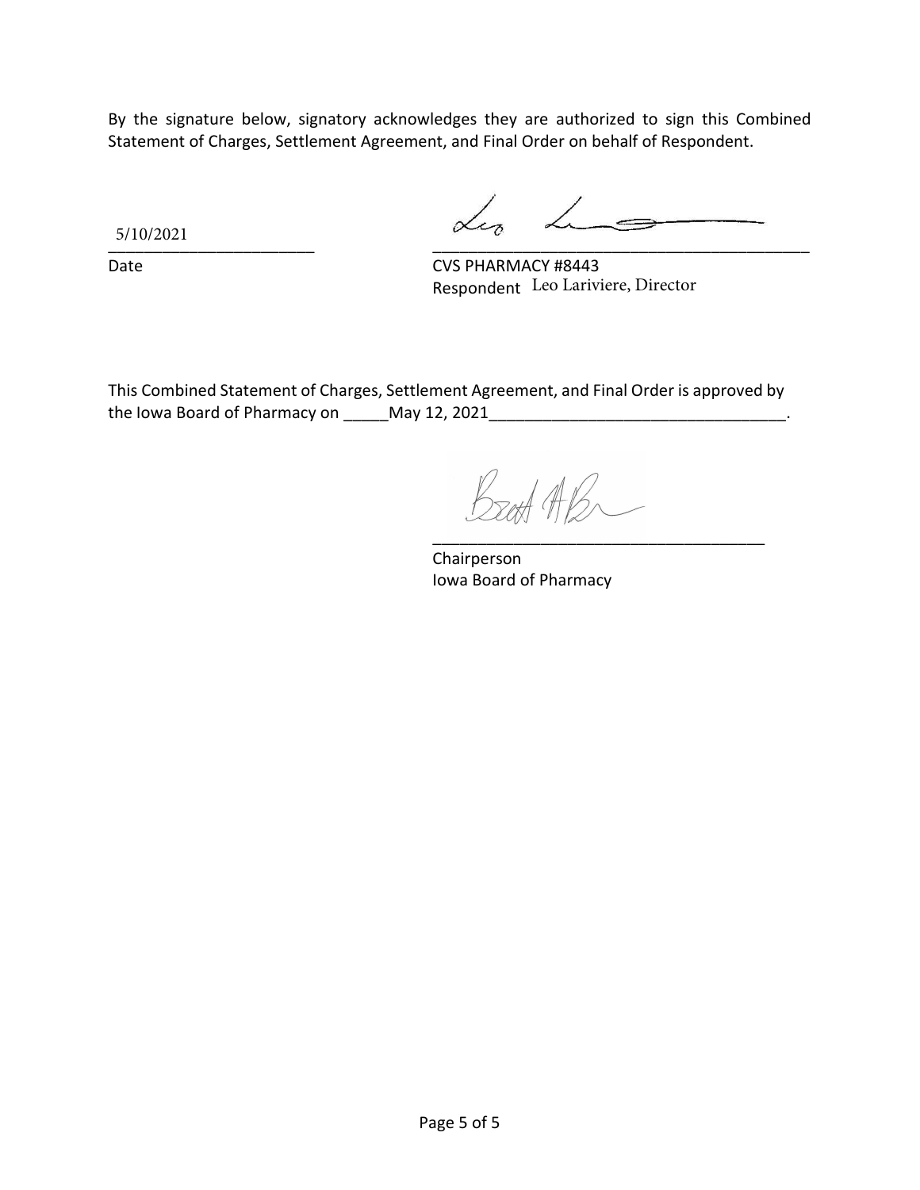By the signature below, signatory acknowledges they are authorized to sign this Combined Statement of Charges, Settlement Agreement, and Final Order on behalf of Respondent.

5/10/2021
_______________________
Date

_______________________________________
CVS PHARMACY #8443
Respondent Leo Lariviere, Director

This Combined Statement of Charges, Settlement Agreement, and Final Order is approved by the Iowa Board of Pharmacy on _____May 12, 2021________________________________.

_______________________________________
Chairperson
Iowa Board of Pharmacy